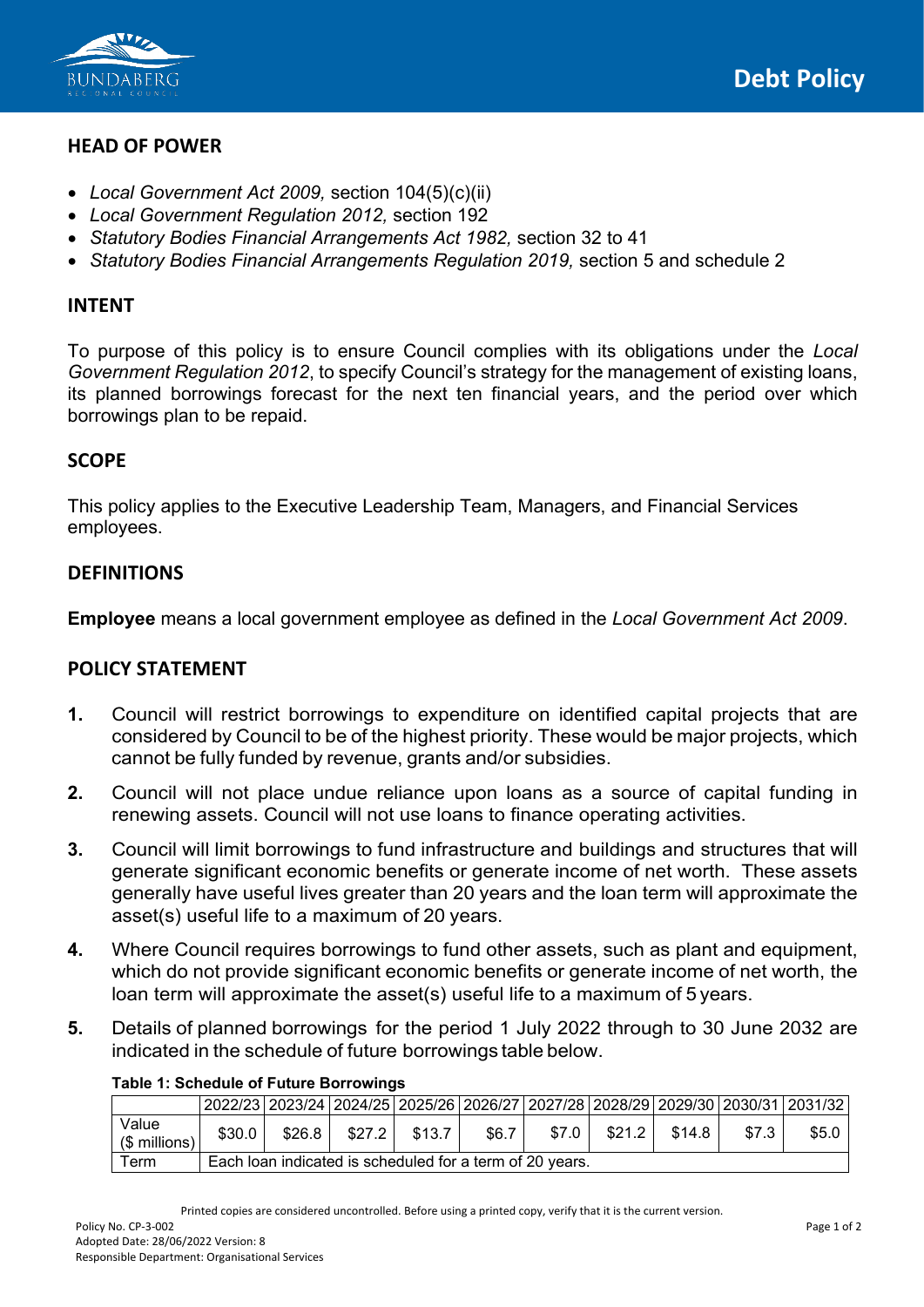# Debt Policy

## HEAD OF POWER

- *Local Government Act 2009,* section 104(5)(c)(ii)
- *Local Government Regulation 2012,* section 192
- *Statutory Bodies Financial Arrangements Act 1982,* section 32 to 41
- *Statutory Bodies Financial Arrangements Regulation 2019,* section 5 and schedule 2

## INTENT

To purpose of this policy is to ensure Council complies with its obligations under the *Local Government Regulation 2012*, to specify Council's strategy for the management of existing loans, its planned borrowings forecast for the next ten financial years, and the period over which borrowings plan to be repaid.

## SCOPE

This policy applies to the Executive Leadership Team, Managers, and Financial Services employees.

## DEFINITIONS

**Employee** means a local government employee as defined in the *Local Government Act 2009*.

## POLICY STATEMENT

**1.** Council will restrict borrowings to expenditure on identified capital projects that are considered by Council to be of the highest priority. These would be major projects, which cannot be fully funded by revenue, grants and/or subsidies.

**2.** Council will not place undue reliance upon loans as a source of capital funding in renewing assets. Council will not use loans to finance operating activities.

**3.** Council will limit borrowings to fund infrastructure and buildings and structures that will generate significant economic benefits or generate income of net worth. These assets generally have useful lives greater than 20 years and the loan term will approximate the asset(s) useful life to a maximum of 20 years.

**4.** Where Council requires borrowings to fund other assets, such as plant and equipment, which do not provide significant economic benefits or generate income of net worth, the loan term will approximate the asset(s) useful life to a maximum of 5 years.

**5.** Details of planned borrowings for the period 1 July 2022 through to 30 June 2032 are indicated in the schedule of future borrowings table below.

**Table 1: Schedule of Future Borrowings**

| | 2022/23 | 2023/24 | 2024/25 | 2025/26 | 2026/27 | 2027/28 | 2028/29 | 2029/30 | 2030/31 | 2031/32 |
|---|---|---|---|---|---|---|---|---|---|---|
| Value ($ millions) | $30.0 | $26.8 | $27.2 | $13.7 | $6.7 | $7.0 | $21.2 | $14.8 | $7.3 | $5.0 |
| Term | Each loan indicated is scheduled for a term of 20 years. | | | | | | | | | |

Printed copies are considered uncontrolled. Before using a printed copy, verify that it is the current version.

Policy No. CP-3-002
Adopted Date: 28/06/2022 Version: 8
Responsible Department: Organisational Services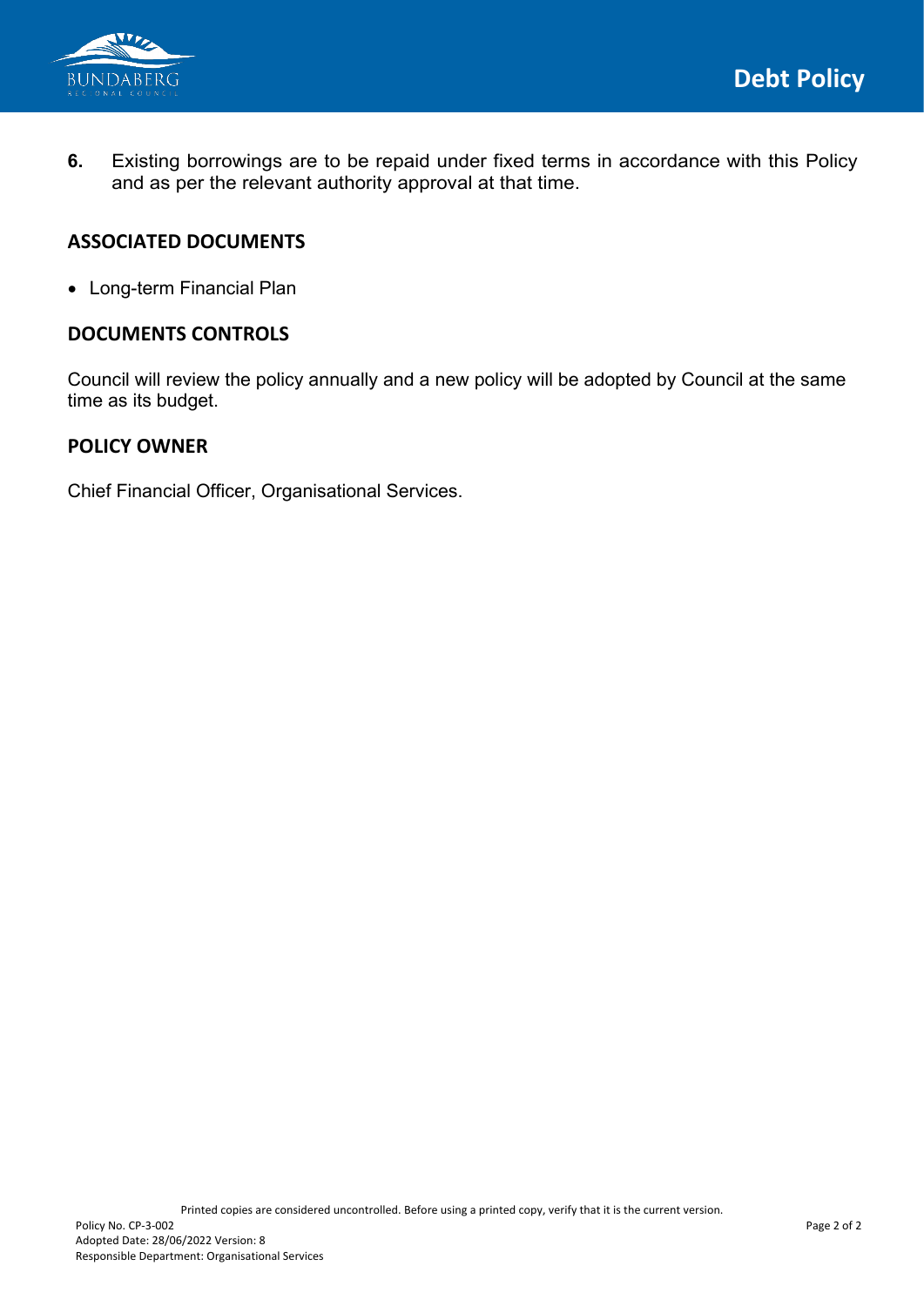6. Existing borrowings are to be repaid under fixed terms in accordance with this Policy and as per the relevant authority approval at that time.

## ASSOCIATED DOCUMENTS

- Long-term Financial Plan

## DOCUMENTS CONTROLS

Council will review the policy annually and a new policy will be adopted by Council at the same time as its budget.

## POLICY OWNER

Chief Financial Officer, Organisational Services.